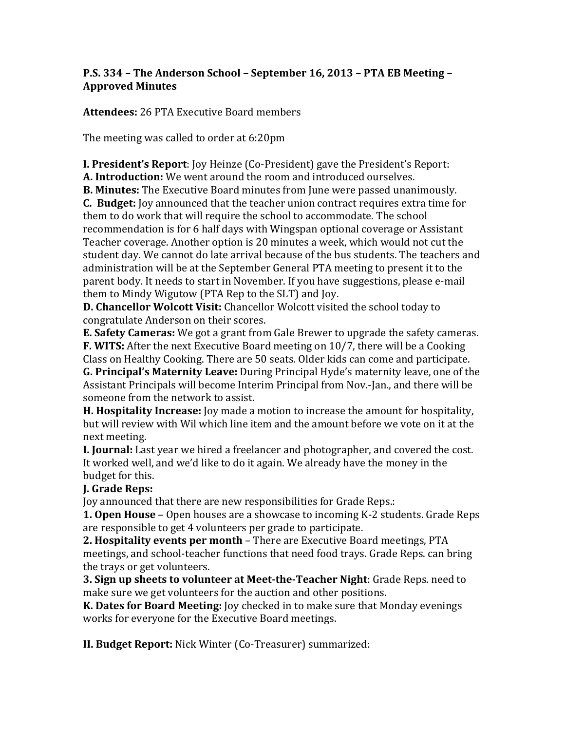**P.S. 334 – The Anderson School – September 16, 2013 – PTA EB Meeting – Approved Minutes**

**Attendees:** 26 PTA Executive Board members

The meeting was called to order at 6:20pm

**I. President's Report**: Joy Heinze (Co-President) gave the President's Report:

**A. Introduction:** We went around the room and introduced ourselves.

**B. Minutes:** The Executive Board minutes from June were passed unanimously.

**C. Budget:** Joy announced that the teacher union contract requires extra time for them to do work that will require the school to accommodate. The school recommendation is for 6 half days with Wingspan optional coverage or Assistant Teacher coverage. Another option is 20 minutes a week, which would not cut the student day. We cannot do late arrival because of the bus students. The teachers and administration will be at the September General PTA meeting to present it to the parent body. It needs to start in November. If you have suggestions, please e-mail them to Mindy Wigutow (PTA Rep to the SLT) and Joy.

**D. Chancellor Wolcott Visit:** Chancellor Wolcott visited the school today to congratulate Anderson on their scores.

**E. Safety Cameras:** We got a grant from Gale Brewer to upgrade the safety cameras.

**F. WITS:** After the next Executive Board meeting on 10/7, there will be a Cooking Class on Healthy Cooking. There are 50 seats. Older kids can come and participate.

**G. Principal's Maternity Leave:** During Principal Hyde's maternity leave, one of the Assistant Principals will become Interim Principal from Nov.-Jan., and there will be someone from the network to assist.

**H. Hospitality Increase:** Joy made a motion to increase the amount for hospitality, but will review with Wil which line item and the amount before we vote on it at the next meeting.

**I. Journal:** Last year we hired a freelancer and photographer, and covered the cost. It worked well, and we'd like to do it again. We already have the money in the budget for this.

**J. Grade Reps:**

Joy announced that there are new responsibilities for Grade Reps.:

**1. Open House** – Open houses are a showcase to incoming K-2 students. Grade Reps are responsible to get 4 volunteers per grade to participate.

**2. Hospitality events per month** – There are Executive Board meetings, PTA meetings, and school-teacher functions that need food trays. Grade Reps. can bring the trays or get volunteers.

**3. Sign up sheets to volunteer at Meet-the-Teacher Night**: Grade Reps. need to make sure we get volunteers for the auction and other positions.

**K. Dates for Board Meeting:** Joy checked in to make sure that Monday evenings works for everyone for the Executive Board meetings.

**II. Budget Report:** Nick Winter (Co-Treasurer) summarized: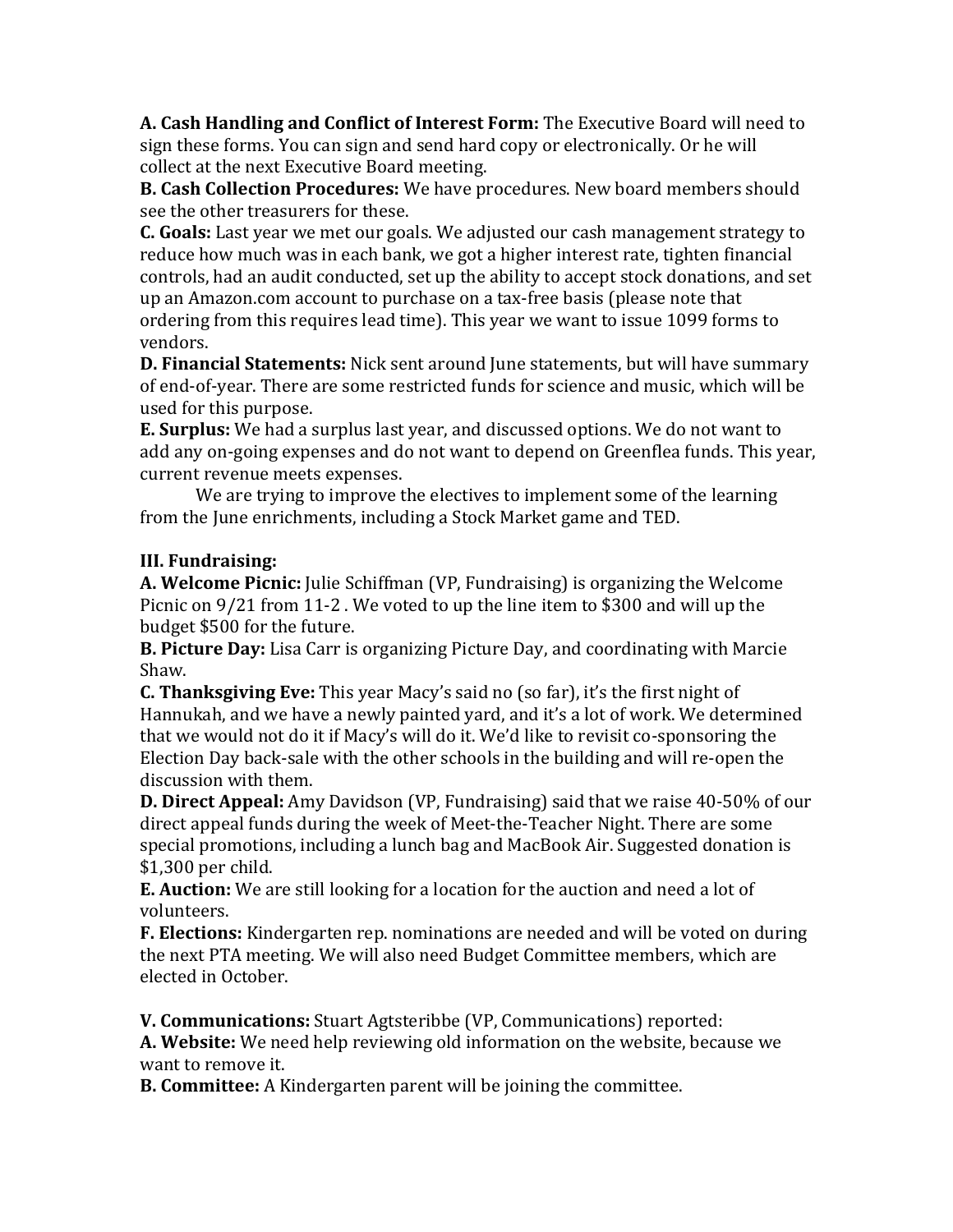**A. Cash Handling and Conflict of Interest Form:** The Executive Board will need to sign these forms. You can sign and send hard copy or electronically. Or he will collect at the next Executive Board meeting.
**B. Cash Collection Procedures:** We have procedures. New board members should see the other treasurers for these.
**C. Goals:** Last year we met our goals. We adjusted our cash management strategy to reduce how much was in each bank, we got a higher interest rate, tighten financial controls, had an audit conducted, set up the ability to accept stock donations, and set up an Amazon.com account to purchase on a tax-free basis (please note that ordering from this requires lead time). This year we want to issue 1099 forms to vendors.
**D. Financial Statements:** Nick sent around June statements, but will have summary of end-of-year. There are some restricted funds for science and music, which will be used for this purpose.
**E. Surplus:** We had a surplus last year, and discussed options. We do not want to add any on-going expenses and do not want to depend on Greenflea funds. This year, current revenue meets expenses.

We are trying to improve the electives to implement some of the learning from the June enrichments, including a Stock Market game and TED.

### III. Fundraising:

**A. Welcome Picnic:** Julie Schiffman (VP, Fundraising) is organizing the Welcome Picnic on 9/21 from 11-2 . We voted to up the line item to $300 and will up the budget $500 for the future.
**B. Picture Day:** Lisa Carr is organizing Picture Day, and coordinating with Marcie Shaw.
**C. Thanksgiving Eve:** This year Macy's said no (so far), it's the first night of Hannukah, and we have a newly painted yard, and it's a lot of work. We determined that we would not do it if Macy's will do it. We'd like to revisit co-sponsoring the Election Day back-sale with the other schools in the building and will re-open the discussion with them.
**D. Direct Appeal:** Amy Davidson (VP, Fundraising) said that we raise 40-50% of our direct appeal funds during the week of Meet-the-Teacher Night. There are some special promotions, including a lunch bag and MacBook Air. Suggested donation is $1,300 per child.
**E. Auction:** We are still looking for a location for the auction and need a lot of volunteers.
**F. Elections:** Kindergarten rep. nominations are needed and will be voted on during the next PTA meeting. We will also need Budget Committee members, which are elected in October.

**V. Communications:** Stuart Agtsteribbe (VP, Communications) reported:
**A. Website:** We need help reviewing old information on the website, because we want to remove it.
**B. Committee:** A Kindergarten parent will be joining the committee.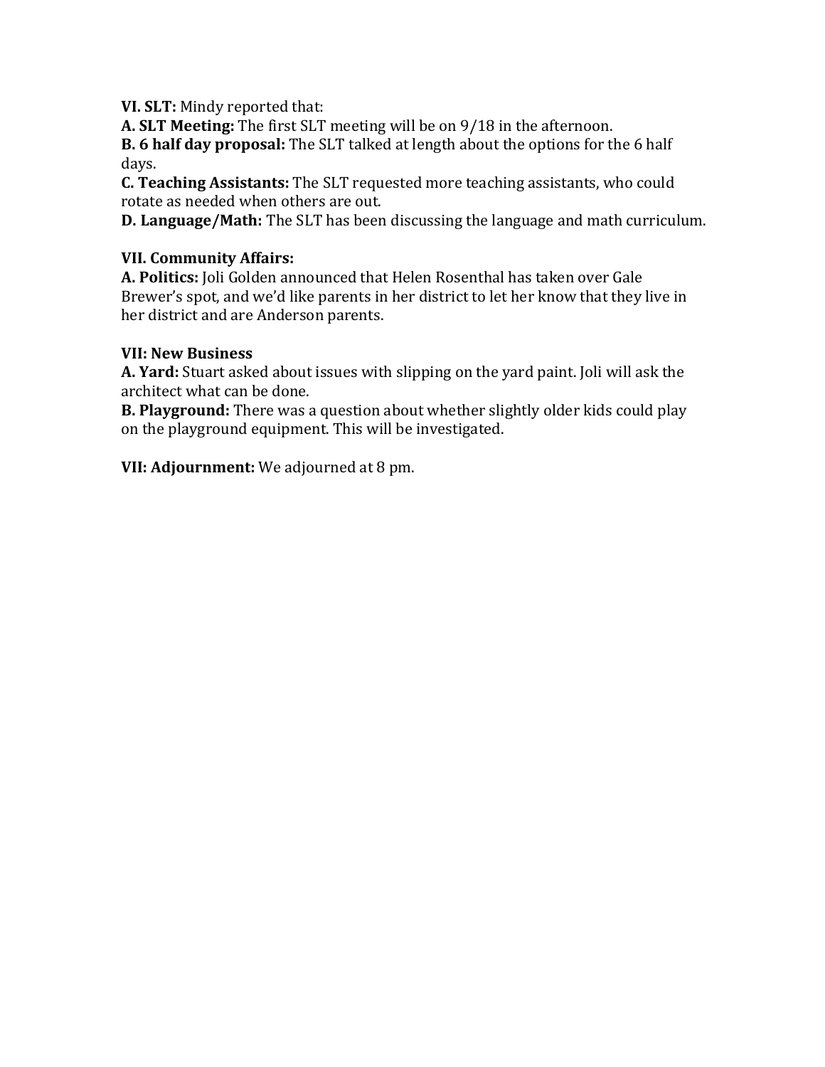**VI. SLT:** Mindy reported that:
**A. SLT Meeting:** The first SLT meeting will be on 9/18 in the afternoon.
**B. 6 half day proposal:** The SLT talked at length about the options for the 6 half days.
**C. Teaching Assistants:** The SLT requested more teaching assistants, who could rotate as needed when others are out.
**D. Language/Math:** The SLT has been discussing the language and math curriculum.

**VII. Community Affairs:**
**A. Politics:** Joli Golden announced that Helen Rosenthal has taken over Gale Brewer's spot, and we'd like parents in her district to let her know that they live in her district and are Anderson parents.

**VII: New Business**
**A. Yard:** Stuart asked about issues with slipping on the yard paint. Joli will ask the architect what can be done.
**B. Playground:** There was a question about whether slightly older kids could play on the playground equipment. This will be investigated.

**VII: Adjournment:** We adjourned at 8 pm.